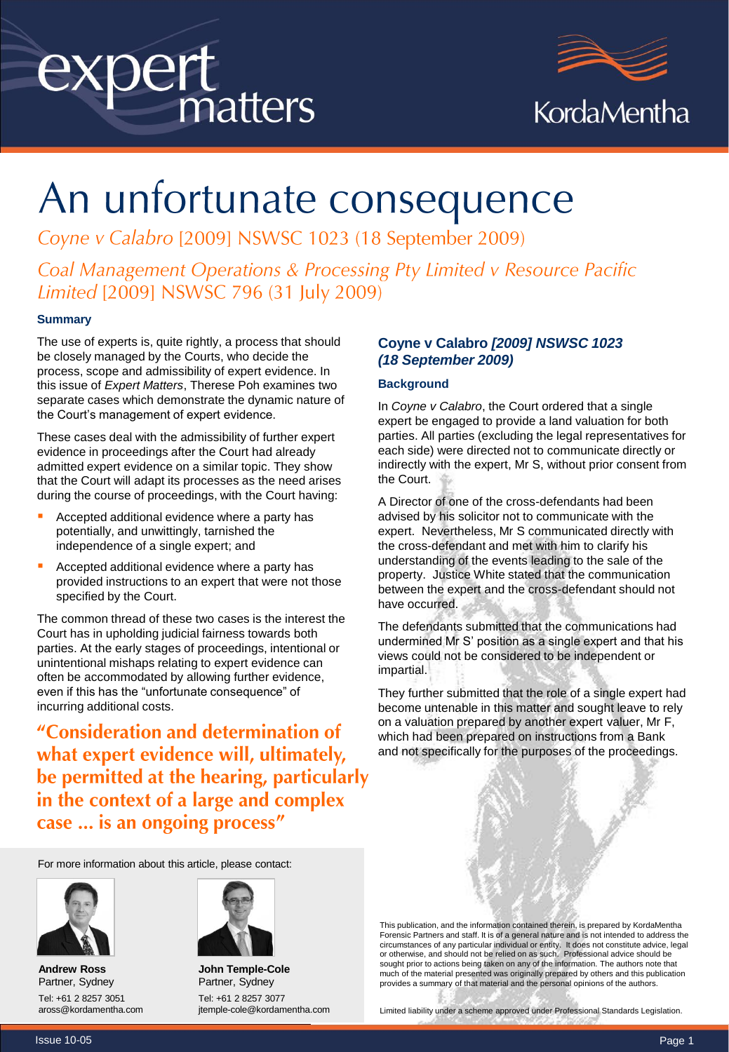expert matters

KordaMentha

# An unfortunate consequence

*Coyne v Calabro* [2009] NSWSC 1023 (18 September 2009)

*Coal Management Operations & Processing Pty Limited v Resource Pacific Limited* [2009] NSWSC 796 (31 July 2009)

### Summary

The use of experts is, quite rightly, a process that should be closely managed by the Courts, who decide the process, scope and admissibility of expert evidence. In this issue of *Expert Matters*, Therese Poh examines two separate cases which demonstrate the dynamic nature of the Court's management of expert evidence.

These cases deal with the admissibility of further expert evidence in proceedings after the Court had already admitted expert evidence on a similar topic. They show that the Court will adapt its processes as the need arises during the course of proceedings, with the Court having:

- Accepted additional evidence where a party has potentially, and unwittingly, tarnished the independence of a single expert; and
- Accepted additional evidence where a party has provided instructions to an expert that were not those specified by the Court.

The common thread of these two cases is the interest the Court has in upholding judicial fairness towards both parties. At the early stages of proceedings, intentional or unintentional mishaps relating to expert evidence can often be accommodated by allowing further evidence, even if this has the "unfortunate consequence" of incurring additional costs.

**"Consideration and determination of what expert evidence will, ultimately, be permitted at the hearing, particularly in the context of a large and complex case ... is an ongoing process"**

For more information about this article, please contact:

**Andrew Ross**
Partner, Sydney
Tel: +61 2 8257 3051
aross@kordamentha.com

**John Temple-Cole**
Partner, Sydney
Tel: +61 2 8257 3077
jtemple-cole@kordamentha.com

## Coyne v Calabro *[2009] NSWSC 1023 (18 September 2009)*

### Background

In *Coyne v Calabro*, the Court ordered that a single expert be engaged to provide a land valuation for both parties. All parties (excluding the legal representatives for each side) were directed not to communicate directly or indirectly with the expert, Mr S, without prior consent from the Court.

A Director of one of the cross-defendants had been advised by his solicitor not to communicate with the expert. Nevertheless, Mr S communicated directly with the cross-defendant and met with him to clarify his understanding of the events leading to the sale of the property. Justice White stated that the communication between the expert and the cross-defendant should not have occurred.

The defendants submitted that the communications had undermined Mr S' position as a single expert and that his views could not be considered to be independent or impartial.

They further submitted that the role of a single expert had become untenable in this matter and sought leave to rely on a valuation prepared by another expert valuer, Mr F, which had been prepared on instructions from a Bank and not specifically for the purposes of the proceedings.

This publication, and the information contained therein, is prepared by KordaMentha Forensic Partners and staff. It is of a general nature and is not intended to address the circumstances of any particular individual or entity. It does not constitute advice, legal or otherwise, and should not be relied on as such. Professional advice should be sought prior to actions being taken on any of the information. The authors note that much of the material presented was originally prepared by others and this publication provides a summary of that material and the personal opinions of the authors.

Limited liability under a scheme approved under Professional Standards Legislation.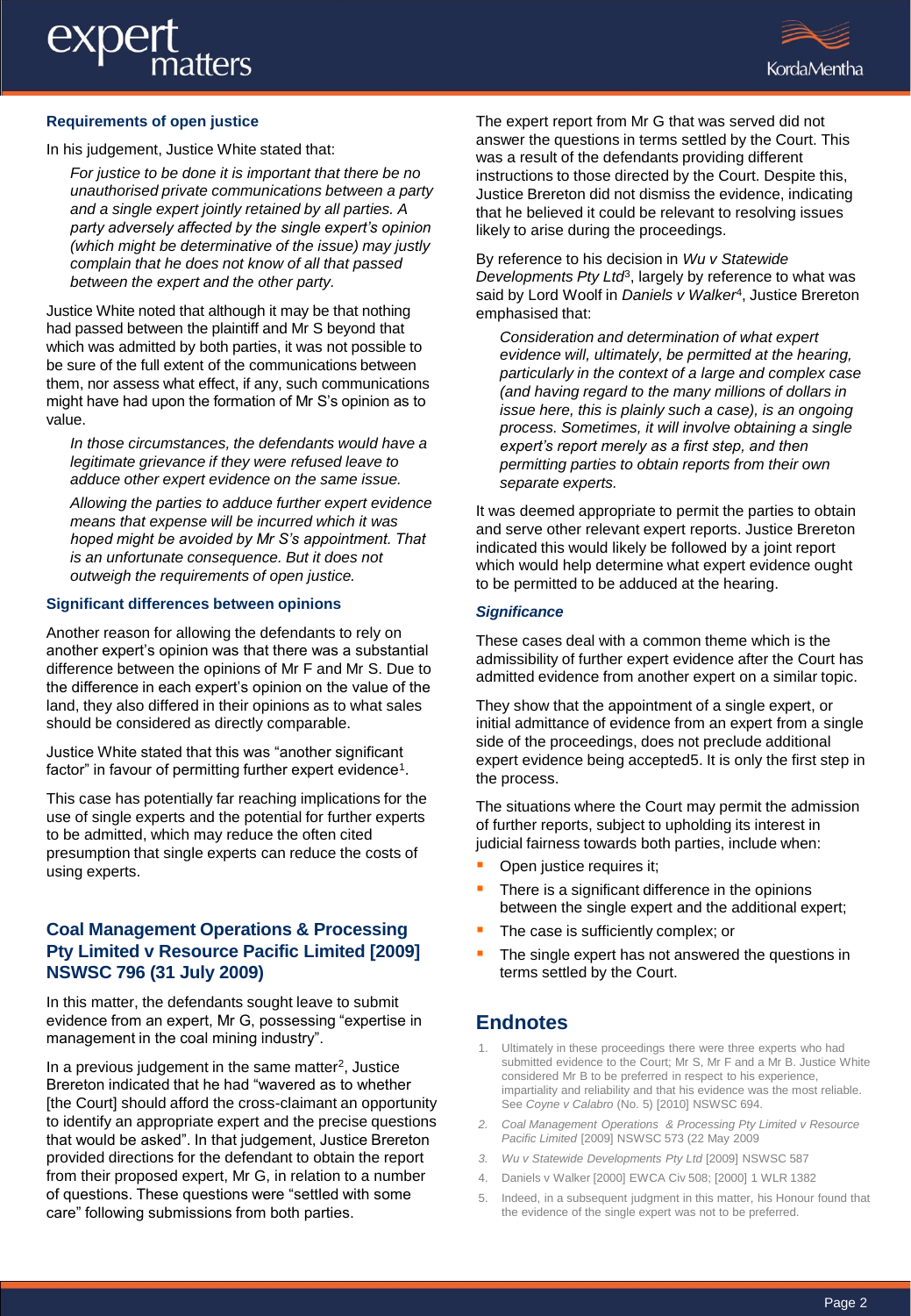### Requirements of open justice

In his judgement, Justice White stated that:

> *For justice to be done it is important that there be no unauthorised private communications between a party and a single expert jointly retained by all parties. A party adversely affected by the single expert's opinion (which might be determinative of the issue) may justly complain that he does not know of all that passed between the expert and the other party.*

Justice White noted that although it may be that nothing had passed between the plaintiff and Mr S beyond that which was admitted by both parties, it was not possible to be sure of the full extent of the communications between them, nor assess what effect, if any, such communications might have had upon the formation of Mr S's opinion as to value.

> *In those circumstances, the defendants would have a legitimate grievance if they were refused leave to adduce other expert evidence on the same issue.*
>
> *Allowing the parties to adduce further expert evidence means that expense will be incurred which it was hoped might be avoided by Mr S's appointment. That is an unfortunate consequence. But it does not outweigh the requirements of open justice.*

### Significant differences between opinions

Another reason for allowing the defendants to rely on another expert's opinion was that there was a substantial difference between the opinions of Mr F and Mr S. Due to the difference in each expert's opinion on the value of the land, they also differed in their opinions as to what sales should be considered as directly comparable.

Justice White stated that this was "another significant factor" in favour of permitting further expert evidence[1].

This case has potentially far reaching implications for the use of single experts and the potential for further experts to be admitted, which may reduce the often cited presumption that single experts can reduce the costs of using experts.

## Coal Management Operations & Processing Pty Limited v Resource Pacific Limited [2009] NSWSC 796 (31 July 2009)

In this matter, the defendants sought leave to submit evidence from an expert, Mr G, possessing "expertise in management in the coal mining industry".

In a previous judgement in the same matter[2], Justice Brereton indicated that he had "wavered as to whether [the Court] should afford the cross-claimant an opportunity to identify an appropriate expert and the precise questions that would be asked". In that judgement, Justice Brereton provided directions for the defendant to obtain the report from their proposed expert, Mr G, in relation to a number of questions. These questions were "settled with some care" following submissions from both parties.

The expert report from Mr G that was served did not answer the questions in terms settled by the Court. This was a result of the defendants providing different instructions to those directed by the Court. Despite this, Justice Brereton did not dismiss the evidence, indicating that he believed it could be relevant to resolving issues likely to arise during the proceedings.

By reference to his decision in *Wu v Statewide Developments Pty Ltd*[3], largely by reference to what was said by Lord Woolf in *Daniels v Walker*[4], Justice Brereton emphasised that:

> *Consideration and determination of what expert evidence will, ultimately, be permitted at the hearing, particularly in the context of a large and complex case (and having regard to the many millions of dollars in issue here, this is plainly such a case), is an ongoing process. Sometimes, it will involve obtaining a single expert's report merely as a first step, and then permitting parties to obtain reports from their own separate experts.*

It was deemed appropriate to permit the parties to obtain and serve other relevant expert reports. Justice Brereton indicated this would likely be followed by a joint report which would help determine what expert evidence ought to be permitted to be adduced at the hearing.

### *Significance*

These cases deal with a common theme which is the admissibility of further expert evidence after the Court has admitted evidence from another expert on a similar topic.

They show that the appointment of a single expert, or initial admittance of evidence from an expert from a single side of the proceedings, does not preclude additional expert evidence being accepted5. It is only the first step in the process.

The situations where the Court may permit the admission of further reports, subject to upholding its interest in judicial fairness towards both parties, include when:

- Open justice requires it;
- There is a significant difference in the opinions between the single expert and the additional expert;
- The case is sufficiently complex; or
- The single expert has not answered the questions in terms settled by the Court.

## Endnotes

1. Ultimately in these proceedings there were three experts who had submitted evidence to the Court; Mr S, Mr F and a Mr B. Justice White considered Mr B to be preferred in respect to his experience, impartiality and reliability and that his evidence was the most reliable. See *Coyne v Calabro* (No. 5) [2010] NSWSC 694.
2. *Coal Management Operations & Processing Pty Limited v Resource Pacific Limited* [2009] NSWSC 573 (22 May 2009
3. *Wu v Statewide Developments Pty Ltd* [2009] NSWSC 587
4. Daniels v Walker [2000] EWCA Civ 508; [2000] 1 WLR 1382
5. Indeed, in a subsequent judgment in this matter, his Honour found that the evidence of the single expert was not to be preferred.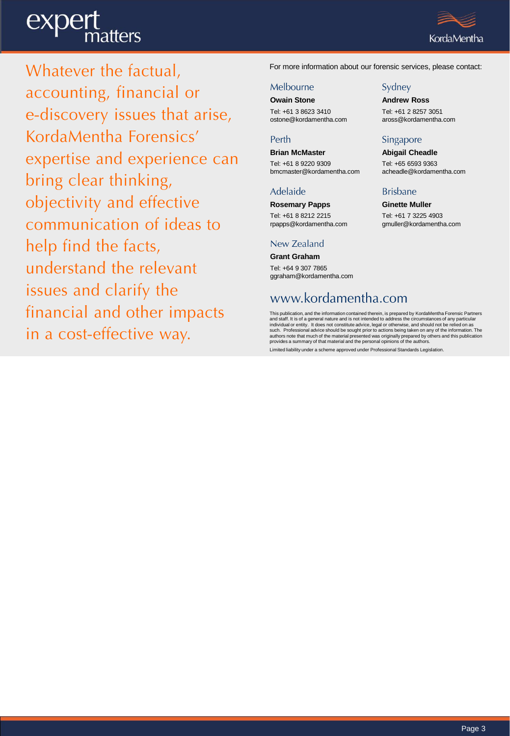Whatever the factual, accounting, financial or e-discovery issues that arise, KordaMentha Forensics' expertise and experience can bring clear thinking, objectivity and effective communication of ideas to help find the facts, understand the relevant issues and clarify the financial and other impacts in a cost-effective way.

For more information about our forensic services, please contact:

### Melbourne

**Owain Stone**
Tel: +61 3 8623 3410
ostone@kordamentha.com

### Sydney

**Andrew Ross**
Tel: +61 2 8257 3051
aross@kordamentha.com

### Perth

**Brian McMaster**
Tel: +61 8 9220 9309
bmcmaster@kordamentha.com

### Singapore

**Abigail Cheadle**
Tel: +65 6593 9363
acheadle@kordamentha.com

### Adelaide

**Rosemary Papps**
Tel: +61 8 8212 2215
rpapps@kordamentha.com

### Brisbane

**Ginette Muller**
Tel: +61 7 3225 4903
gmuller@kordamentha.com

### New Zealand

**Grant Graham**
Tel: +64 9 307 7865
ggraham@kordamentha.com

## www.kordamentha.com

This publication, and the information contained therein, is prepared by KordaMentha Forensic Partners and staff. It is of a general nature and is not intended to address the circumstances of any particular individual or entity. It does not constitute advice, legal or otherwise, and should not be relied on as such. Professional advice should be sought prior to actions being taken on any of the information. The authors note that much of the material presented was originally prepared by others and this publication provides a summary of that material and the personal opinions of the authors.

Limited liability under a scheme approved under Professional Standards Legislation.